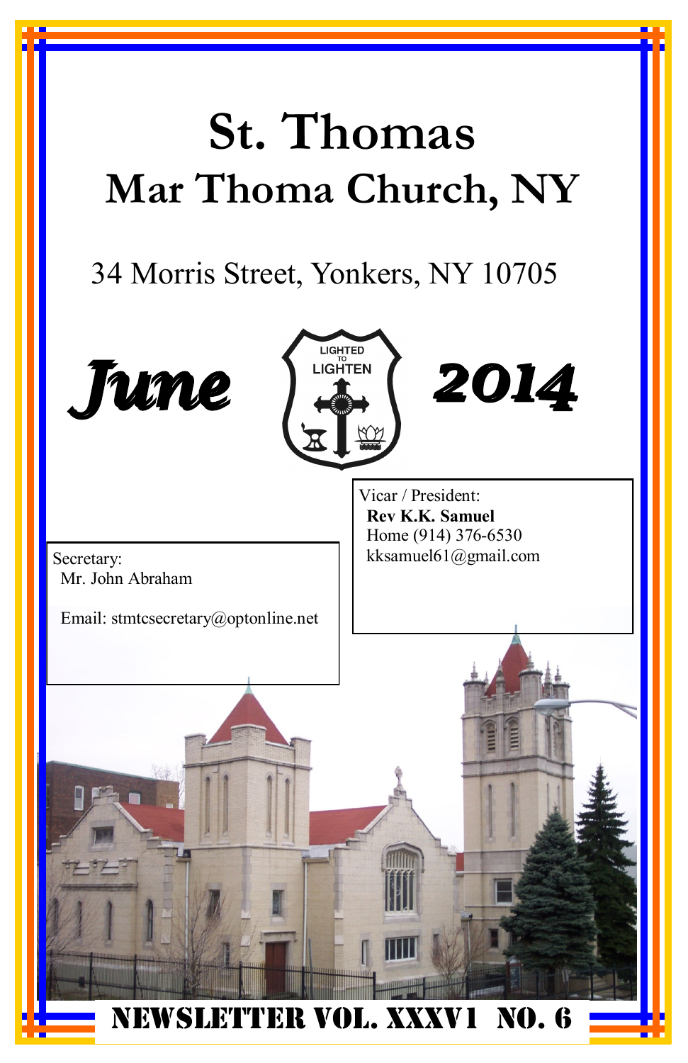# St. Thomas
## Mar Thoma Church, NY

34 Morris Street, Yonkers, NY 10705

**June** LIGHTED TO LIGHTEN **2014**

Vicar / President:
**Rev K.K. Samuel**
Home (914) 376-6530
kksamuel61@gmail.com

Secretary:
Mr. John Abraham

Email: stmtcsecretary@optonline.net

**NEWSLETTER VOL. XXXV1 NO. 6**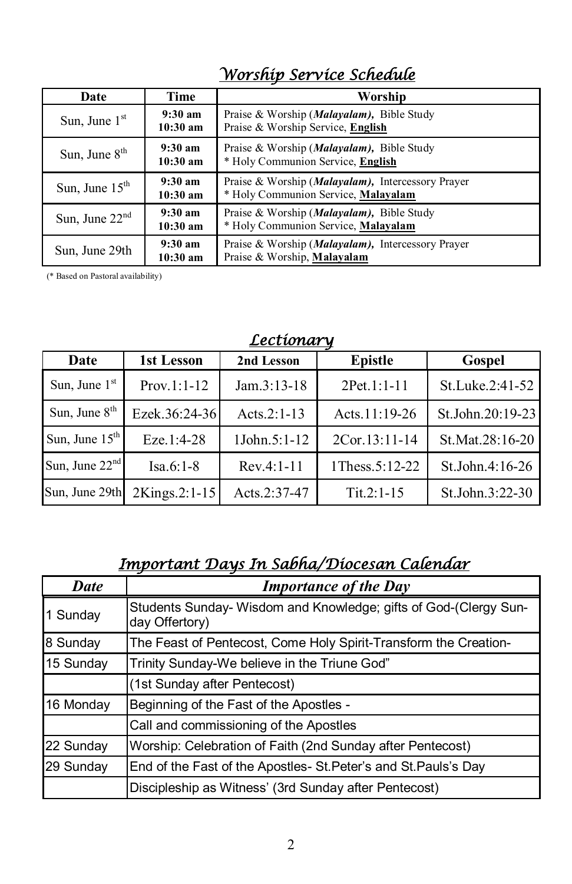## *Worship Service Schedule*

| Date | Time | Worship |
|---|---|---|
| Sun, June 1st | **9:30 am**<br>**10:30 am** | Praise & Worship (***Malayalam)***, Bible Study<br>Praise & Worship Service, **English** |
| Sun, June 8th | **9:30 am**<br>**10:30 am** | Praise & Worship (***Malayalam)***, Bible Study<br>* Holy Communion Service, **English** |
| Sun, June 15th | **9:30 am**<br>**10:30 am** | Praise & Worship (***Malayalam)***, Intercessory Prayer<br>* Holy Communion Service, **Malayalam** |
| Sun, June 22nd | **9:30 am**<br>**10:30 am** | Praise & Worship (***Malayalam)***, Bible Study<br>* Holy Communion Service, **Malayalam** |
| Sun, June 29th | **9:30 am**<br>**10:30 am** | Praise & Worship (***Malayalam)***, Intercessory Prayer<br>Praise & Worship, **Malayalam** |

(* Based on Pastoral availability)

## *Lectionary*

| Date | 1st Lesson | 2nd Lesson | Epistle | Gospel |
|---|---|---|---|---|
| Sun, June 1st | Prov.1:1-12 | Jam.3:13-18 | 2Pet.1:1-11 | St.Luke.2:41-52 |
| Sun, June 8th | Ezek.36:24-36 | Acts.2:1-13 | Acts.11:19-26 | St.John.20:19-23 |
| Sun, June 15th | Eze.1:4-28 | 1John.5:1-12 | 2Cor.13:11-14 | St.Mat.28:16-20 |
| Sun, June 22nd | Isa.6:1-8 | Rev.4:1-11 | 1Thess.5:12-22 | St.John.4:16-26 |
| Sun, June 29th | 2Kings.2:1-15 | Acts.2:37-47 | Tit.2:1-15 | St.John.3:22-30 |

## *Important Days In Sabha/Diocesan Calendar*

| *Date* | *Importance of the Day* |
|---|---|
| 1 Sunday | Students Sunday- Wisdom and Knowledge; gifts of God-(Clergy Sunday Offertory) |
| 8 Sunday | The Feast of Pentecost, Come Holy Spirit-Transform the Creation- |
| 15 Sunday | Trinity Sunday-We believe in the Triune God" |
| | (1st Sunday after Pentecost) |
| 16 Monday | Beginning of the Fast of the Apostles - |
| | Call and commissioning of the Apostles |
| 22 Sunday | Worship: Celebration of Faith (2nd Sunday after Pentecost) |
| 29 Sunday | End of the Fast of the Apostles- St.Peter's and St.Pauls's Day |
| | Discipleship as Witness' (3rd Sunday after Pentecost) |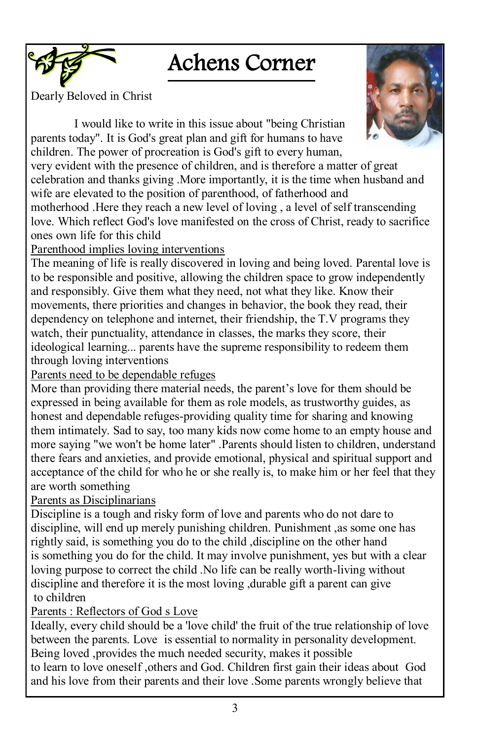# Achens Corner

Dearly Beloved in Christ

I would like to write in this issue about "being Christian parents today". It is God's great plan and gift for humans to have children. The power of procreation is God's gift to every human, very evident with the presence of children, and is therefore a matter of great celebration and thanks giving .More importantly, it is the time when husband and wife are elevated to the position of parenthood, of fatherhood and motherhood .Here they reach a new level of loving , a level of self transcending love. Which reflect God's love manifested on the cross of Christ, ready to sacrifice ones own life for this child

<u>Parenthood implies loving interventions</u>

The meaning of life is really discovered in loving and being loved. Parental love is to be responsible and positive, allowing the children space to grow independently and responsibly. Give them what they need, not what they like. Know their movements, there priorities and changes in behavior, the book they read, their dependency on telephone and internet, their friendship, the T.V programs they watch, their punctuality, attendance in classes, the marks they score, their ideological learning... parents have the supreme responsibility to redeem them through loving interventions

<u>Parents need to be dependable refuges</u>

More than providing there material needs, the parent's love for them should be expressed in being available for them as role models, as trustworthy guides, as honest and dependable refuges-providing quality time for sharing and knowing them intimately. Sad to say, too many kids now come home to an empty house and more saying "we won't be home later" .Parents should listen to children, understand there fears and anxieties, and provide emotional, physical and spiritual support and acceptance of the child for who he or she really is, to make him or her feel that they are worth something

<u>Parents as Disciplinarians</u>

Discipline is a tough and risky form of love and parents who do not dare to discipline, will end up merely punishing children. Punishment ,as some one has rightly said, is something you do to the child ,discipline on the other hand is something you do for the child. It may involve punishment, yes but with a clear loving purpose to correct the child .No life can be really worth-living without discipline and therefore it is the most loving ,durable gift a parent can give to children

<u>Parents : Reflectors of God s Love</u>

Ideally, every child should be a 'love child' the fruit of the true relationship of love between the parents. Love is essential to normality in personality development. Being loved ,provides the much needed security, makes it possible to learn to love oneself ,others and God. Children first gain their ideas about God and his love from their parents and their love .Some parents wrongly believe that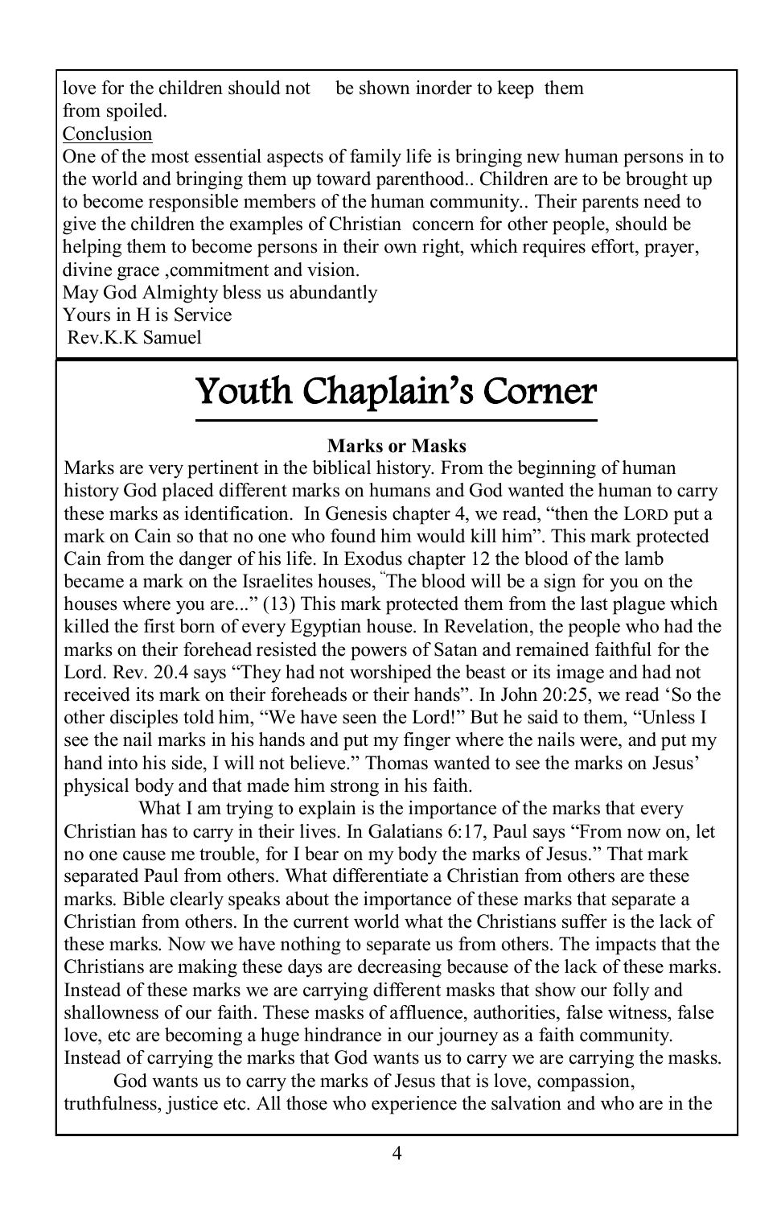love for the children should not be shown inorder to keep them from spoiled.

Conclusion

One of the most essential aspects of family life is bringing new human persons in to the world and bringing them up toward parenthood.. Children are to be brought up to become responsible members of the human community.. Their parents need to give the children the examples of Christian concern for other people, should be helping them to become persons in their own right, which requires effort, prayer, divine grace ,commitment and vision.

May God Almighty bless us abundantly

Yours in H is Service

Rev.K.K Samuel

# Youth Chaplain's Corner

**Marks or Masks**

Marks are very pertinent in the biblical history. From the beginning of human history God placed different marks on humans and God wanted the human to carry these marks as identification. In Genesis chapter 4, we read, "then the LORD put a mark on Cain so that no one who found him would kill him". This mark protected Cain from the danger of his life. In Exodus chapter 12 the blood of the lamb became a mark on the Israelites houses, "The blood will be a sign for you on the houses where you are..." (13) This mark protected them from the last plague which killed the first born of every Egyptian house. In Revelation, the people who had the marks on their forehead resisted the powers of Satan and remained faithful for the Lord. Rev. 20.4 says "They had not worshiped the beast or its image and had not received its mark on their foreheads or their hands". In John 20:25, we read 'So the other disciples told him, "We have seen the Lord!" But he said to them, "Unless I see the nail marks in his hands and put my finger where the nails were, and put my hand into his side, I will not believe." Thomas wanted to see the marks on Jesus' physical body and that made him strong in his faith.

What I am trying to explain is the importance of the marks that every Christian has to carry in their lives. In Galatians 6:17, Paul says "From now on, let no one cause me trouble, for I bear on my body the marks of Jesus." That mark separated Paul from others. What differentiate a Christian from others are these marks. Bible clearly speaks about the importance of these marks that separate a Christian from others. In the current world what the Christians suffer is the lack of these marks. Now we have nothing to separate us from others. The impacts that the Christians are making these days are decreasing because of the lack of these marks. Instead of these marks we are carrying different masks that show our folly and shallowness of our faith. These masks of affluence, authorities, false witness, false love, etc are becoming a huge hindrance in our journey as a faith community. Instead of carrying the marks that God wants us to carry we are carrying the masks.

God wants us to carry the marks of Jesus that is love, compassion, truthfulness, justice etc. All those who experience the salvation and who are in the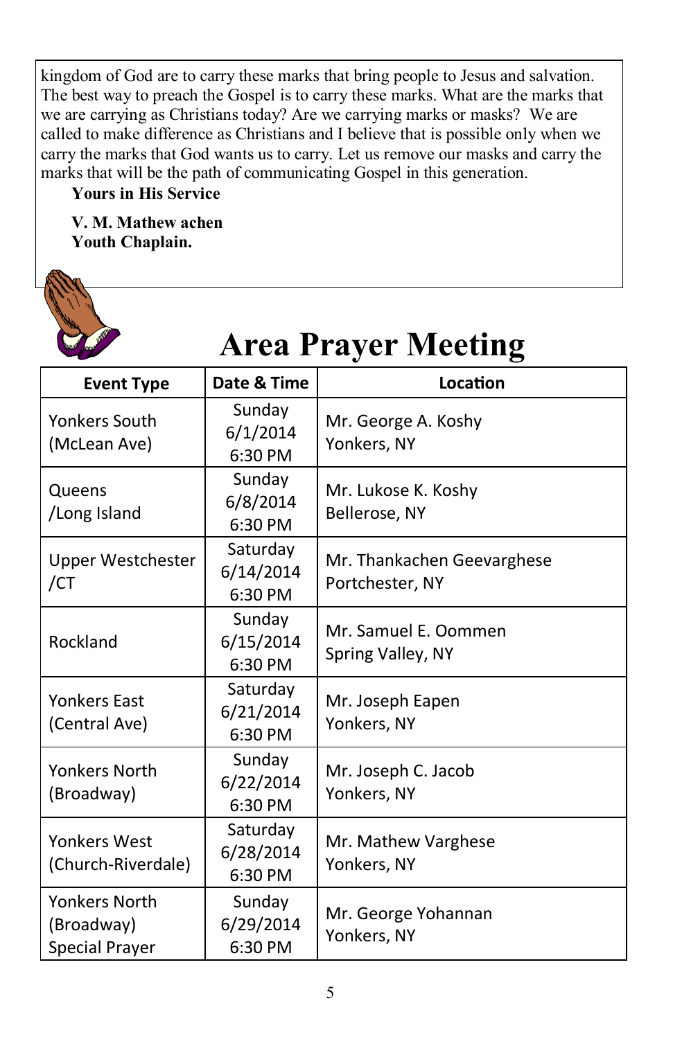kingdom of God are to carry these marks that bring people to Jesus and salvation. The best way to preach the Gospel is to carry these marks. What are the marks that we are carrying as Christians today? Are we carrying marks or masks? We are called to make difference as Christians and I believe that is possible only when we carry the marks that God wants us to carry. Let us remove our masks and carry the marks that will be the path of communicating Gospel in this generation.

**Yours in His Service**

**V. M. Mathew achen**
**Youth Chaplain.**

# Area Prayer Meeting

| Event Type | Date & Time | Location |
|---|---|---|
| Yonkers South (McLean Ave) | Sunday 6/1/2014 6:30 PM | Mr. George A. Koshy Yonkers, NY |
| Queens /Long Island | Sunday 6/8/2014 6:30 PM | Mr. Lukose K. Koshy Bellerose, NY |
| Upper Westchester /CT | Saturday 6/14/2014 6:30 PM | Mr. Thankachen Geevarghese Portchester, NY |
| Rockland | Sunday 6/15/2014 6:30 PM | Mr. Samuel E. Oommen Spring Valley, NY |
| Yonkers East (Central Ave) | Saturday 6/21/2014 6:30 PM | Mr. Joseph Eapen Yonkers, NY |
| Yonkers North (Broadway) | Sunday 6/22/2014 6:30 PM | Mr. Joseph C. Jacob Yonkers, NY |
| Yonkers West (Church-Riverdale) | Saturday 6/28/2014 6:30 PM | Mr. Mathew Varghese Yonkers, NY |
| Yonkers North (Broadway) Special Prayer | Sunday 6/29/2014 6:30 PM | Mr. George Yohannan Yonkers, NY |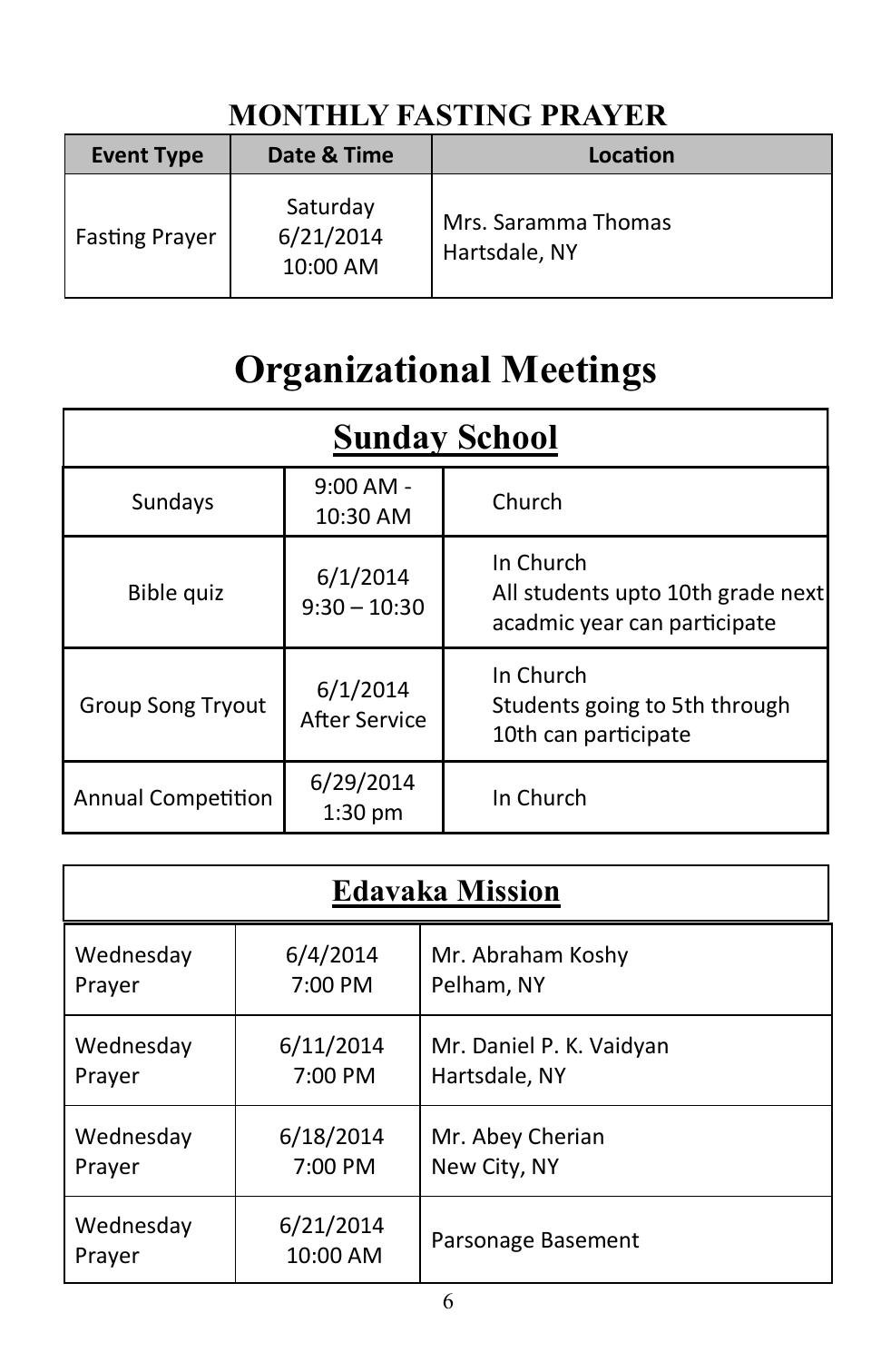## MONTHLY FASTING PRAYER

| Event Type | Date & Time | Location |
|---|---|---|
| Fasting Prayer | Saturday 6/21/2014 10:00 AM | Mrs. Saramma Thomas Hartsdale, NY |

# Organizational Meetings

| **Sunday School** | | |
|---|---|---|
| Sundays | 9:00 AM - 10:30 AM | Church |
| Bible quiz | 6/1/2014 9:30 – 10:30 | In Church All students upto 10th grade next acadmic year can participate |
| Group Song Tryout | 6/1/2014 After Service | In Church Students going to 5th through 10th can participate |
| Annual Competition | 6/29/2014 1:30 pm | In Church |

| **Edavaka Mission** | | |
|---|---|---|
| Wednesday Prayer | 6/4/2014 7:00 PM | Mr. Abraham Koshy Pelham, NY |
| Wednesday Prayer | 6/11/2014 7:00 PM | Mr. Daniel P. K. Vaidyan Hartsdale, NY |
| Wednesday Prayer | 6/18/2014 7:00 PM | Mr. Abey Cherian New City, NY |
| Wednesday Prayer | 6/21/2014 10:00 AM | Parsonage Basement |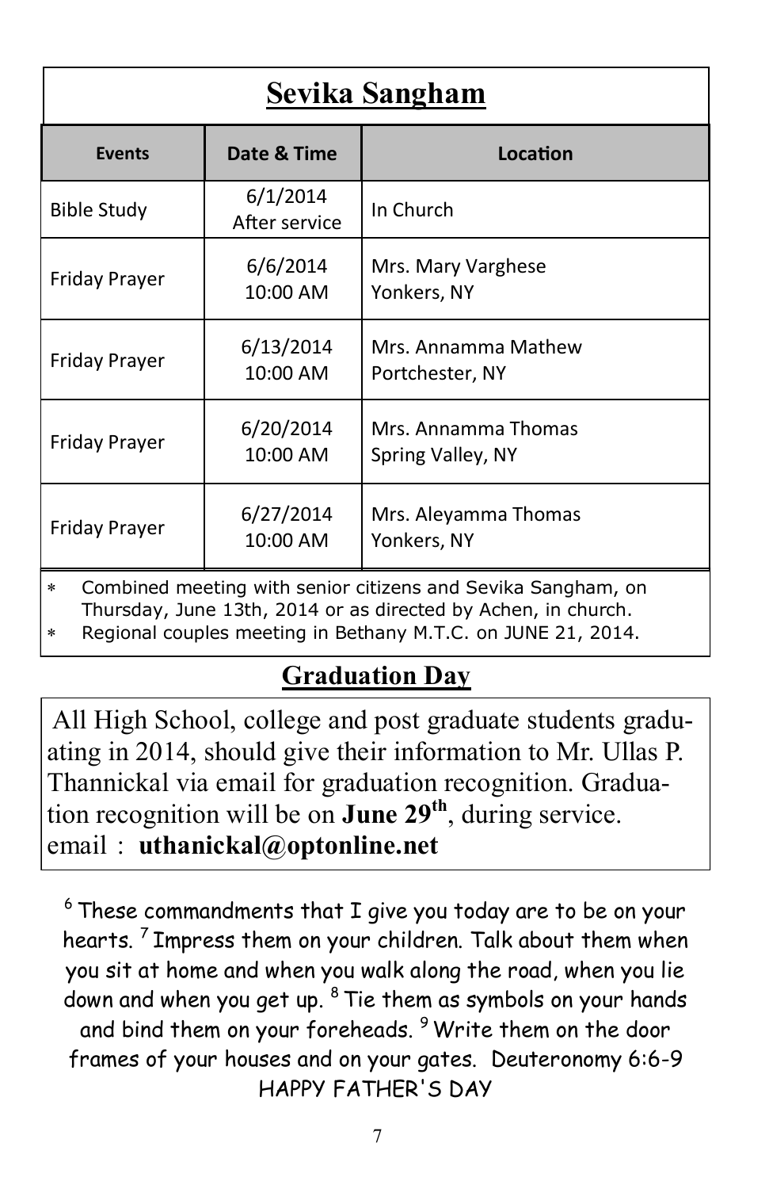## Sevika Sangham

| Events | Date & Time | Location |
|---|---|---|
| Bible Study | 6/1/2014 After service | In Church |
| Friday Prayer | 6/6/2014 10:00 AM | Mrs. Mary Varghese Yonkers, NY |
| Friday Prayer | 6/13/2014 10:00 AM | Mrs. Annamma Mathew Portchester, NY |
| Friday Prayer | 6/20/2014 10:00 AM | Mrs. Annamma Thomas Spring Valley, NY |
| Friday Prayer | 6/27/2014 10:00 AM | Mrs. Aleyamma Thomas Yonkers, NY |

- Combined meeting with senior citizens and Sevika Sangham, on Thursday, June 13th, 2014 or as directed by Achen, in church.
- Regional couples meeting in Bethany M.T.C. on JUNE 21, 2014.

## Graduation Day

All High School, college and post graduate students graduating in 2014, should give their information to Mr. Ullas P. Thannickal via email for graduation recognition. Graduation recognition will be on **June 29th**, during service.
email : **uthanickal@optonline.net**

[6] These commandments that I give you today are to be on your hearts. [7] Impress them on your children. Talk about them when you sit at home and when you walk along the road, when you lie down and when you get up. [8] Tie them as symbols on your hands and bind them on your foreheads. [9] Write them on the door frames of your houses and on your gates. Deuteronomy 6:6-9

HAPPY FATHER'S DAY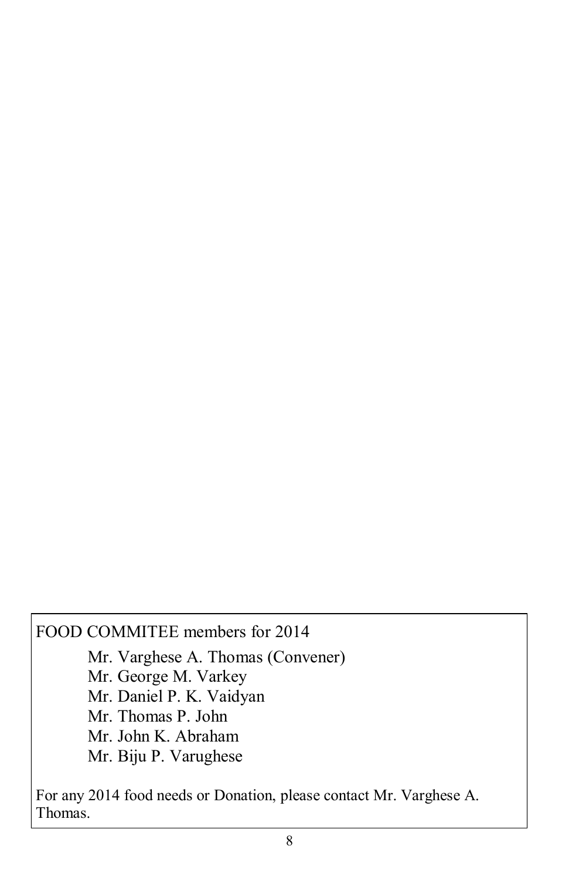FOOD COMMITEE members for 2014

Mr. Varghese A. Thomas (Convener)
Mr. George M. Varkey
Mr. Daniel P. K. Vaidyan
Mr. Thomas P. John
Mr. John K. Abraham
Mr. Biju P. Varughese

For any 2014 food needs or Donation, please contact Mr. Varghese A. Thomas.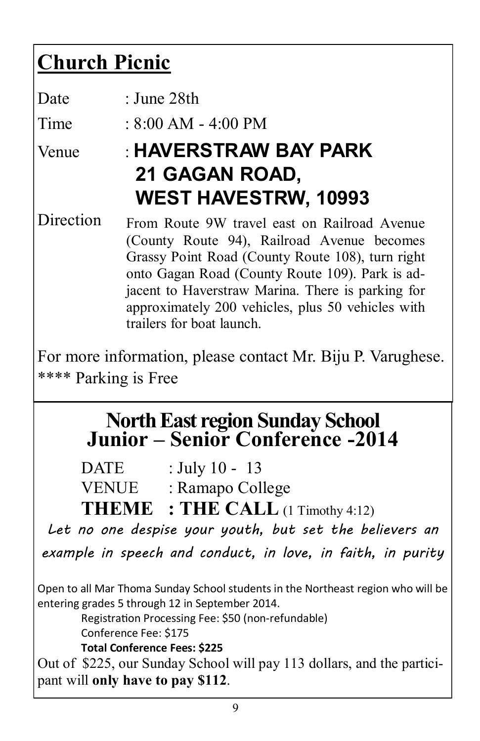# Church Picnic

Date : June 28th

Time : 8:00 AM - 4:00 PM

Venue : **HAVERSTRAW BAY PARK**
**21 GAGAN ROAD,**
**WEST HAVESTRW, 10993**

Direction From Route 9W travel east on Railroad Avenue (County Route 94), Railroad Avenue becomes Grassy Point Road (County Route 108), turn right onto Gagan Road (County Route 109). Park is adjacent to Haverstraw Marina. There is parking for approximately 200 vehicles, plus 50 vehicles with trailers for boat launch.

For more information, please contact Mr. Biju P. Varughese.
**** Parking is Free

## North East region Sunday School Junior – Senior Conference -2014

DATE : July 10 - 13

VENUE : Ramapo College

**THEME : THE CALL** (1 Timothy 4:12)

*Let no one despise your youth, but set the believers an example in speech and conduct, in love, in faith, in purity*

Open to all Mar Thoma Sunday School students in the Northeast region who will be entering grades 5 through 12 in September 2014.

Registration Processing Fee: $50 (non-refundable)
Conference Fee: $175
**Total Conference Fees: $225**

Out of $225, our Sunday School will pay 113 dollars, and the participant will **only have to pay $112**.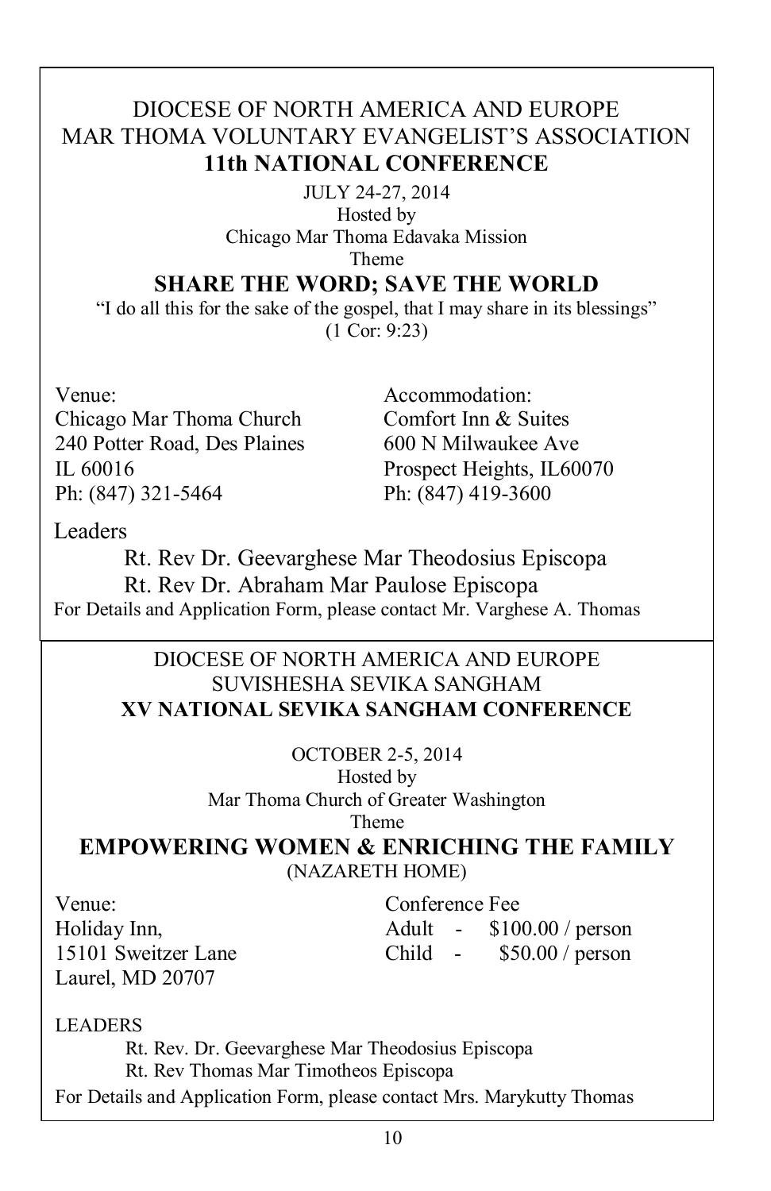DIOCESE OF NORTH AMERICA AND EUROPE
MAR THOMA VOLUNTARY EVANGELIST'S ASSOCIATION

## 11th NATIONAL CONFERENCE

JULY 24-27, 2014
Hosted by
Chicago Mar Thoma Edavaka Mission
Theme

### SHARE THE WORD; SAVE THE WORLD

"I do all this for the sake of the gospel, that I may share in its blessings"
(1 Cor: 9:23)

Venue:
Chicago Mar Thoma Church
240 Potter Road, Des Plaines
IL 60016
Ph: (847) 321-5464

Accommodation:
Comfort Inn & Suites
600 N Milwaukee Ave
Prospect Heights, IL60070
Ph: (847) 419-3600

Leaders

Rt. Rev Dr. Geevarghese Mar Theodosius Episcopa
Rt. Rev Dr. Abraham Mar Paulose Episcopa

For Details and Application Form, please contact Mr. Varghese A. Thomas

---

DIOCESE OF NORTH AMERICA AND EUROPE
SUVISHESHA SEVIKA SANGHAM

## XV NATIONAL SEVIKA SANGHAM CONFERENCE

OCTOBER 2-5, 2014
Hosted by
Mar Thoma Church of Greater Washington
Theme

### EMPOWERING WOMEN & ENRICHING THE FAMILY

(NAZARETH HOME)

Venue:
Holiday Inn,
15101 Sweitzer Lane
Laurel, MD 20707

Conference Fee
Adult - $100.00 / person
Child - $50.00 / person

LEADERS

Rt. Rev. Dr. Geevarghese Mar Theodosius Episcopa
Rt. Rev Thomas Mar Timotheos Episcopa

For Details and Application Form, please contact Mrs. Marykutty Thomas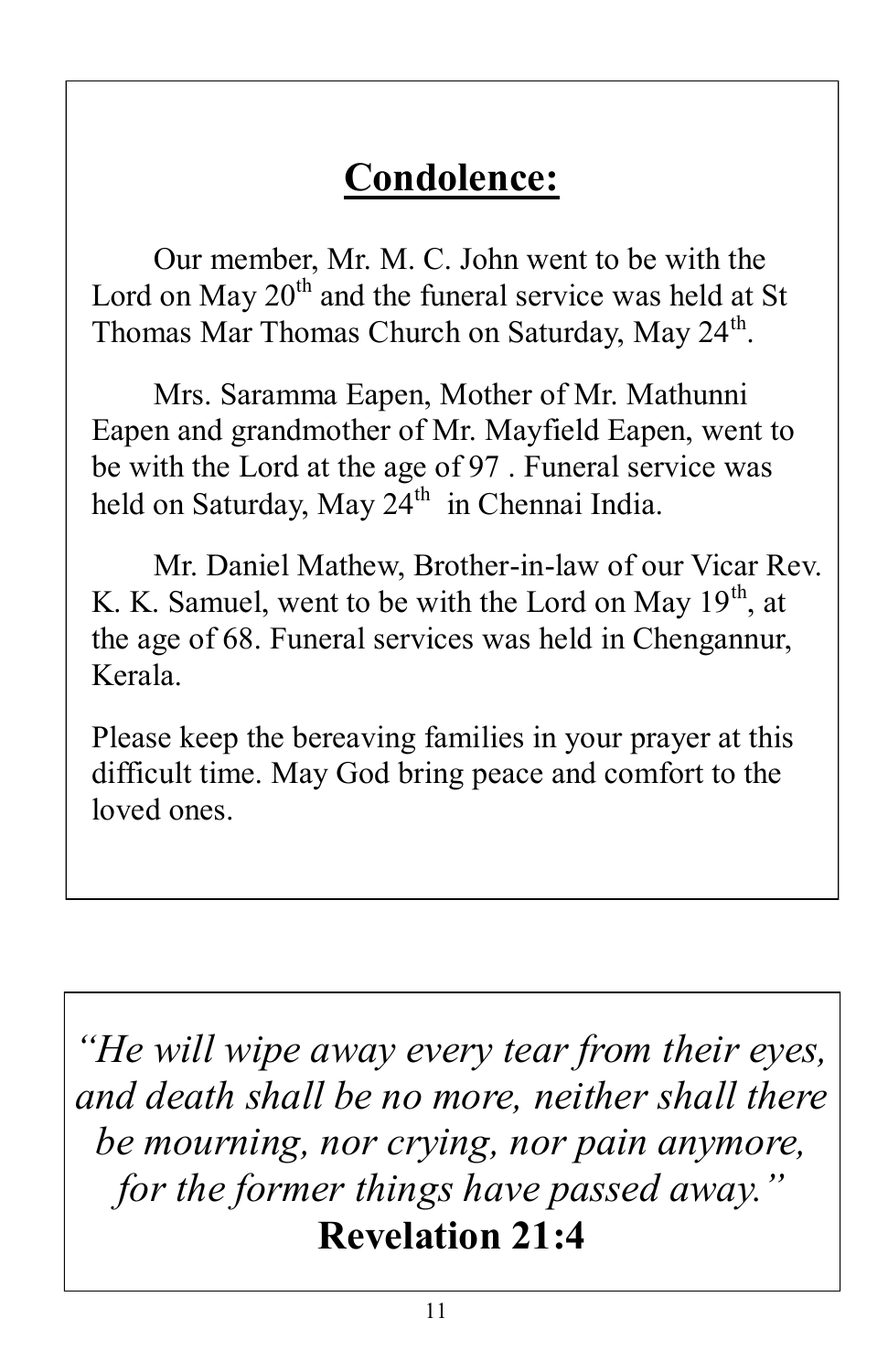## **Condolence:**

Our member, Mr. M. C. John went to be with the Lord on May 20th and the funeral service was held at St Thomas Mar Thomas Church on Saturday, May 24th.

Mrs. Saramma Eapen, Mother of Mr. Mathunni Eapen and grandmother of Mr. Mayfield Eapen, went to be with the Lord at the age of 97 . Funeral service was held on Saturday, May 24th in Chennai India.

Mr. Daniel Mathew, Brother-in-law of our Vicar Rev. K. K. Samuel, went to be with the Lord on May 19th, at the age of 68. Funeral services was held in Chengannur, Kerala.

Please keep the bereaving families in your prayer at this difficult time. May God bring peace and comfort to the loved ones.

*"He will wipe away every tear from their eyes, and death shall be no more, neither shall there be mourning, nor crying, nor pain anymore, for the former things have passed away."*

**Revelation 21:4**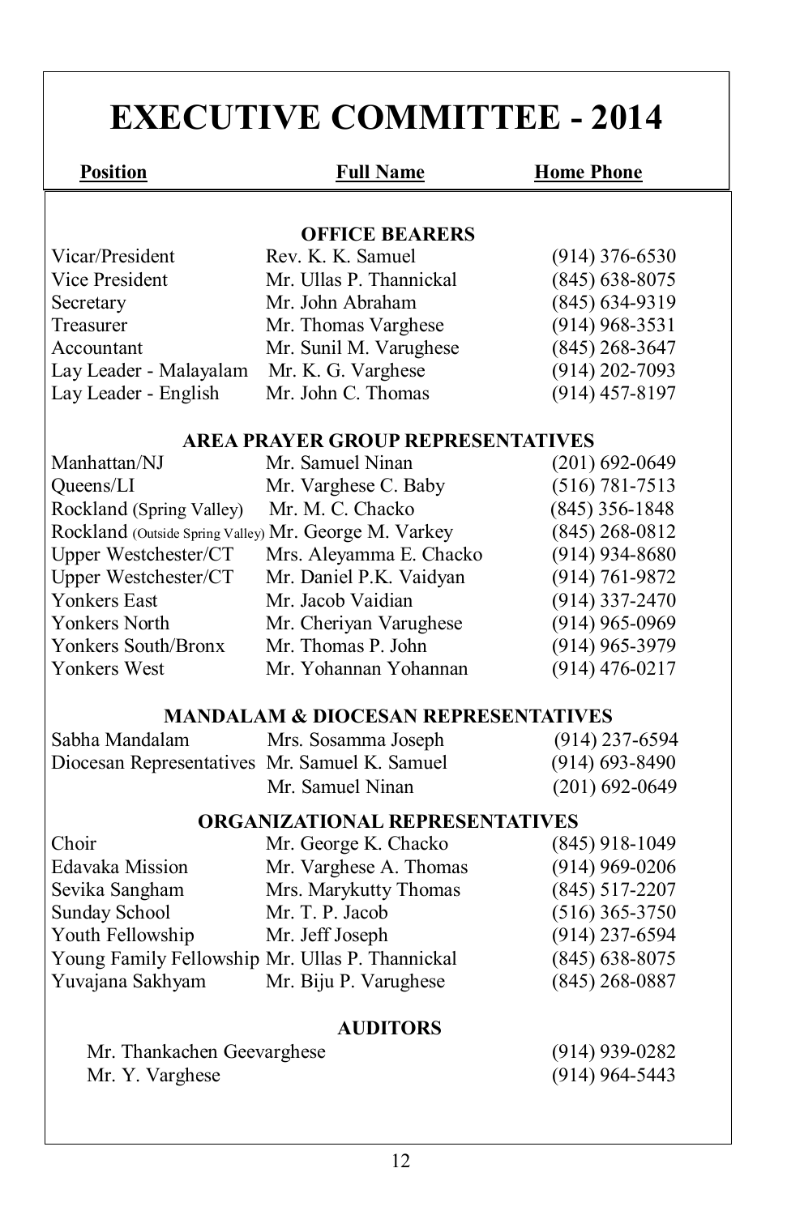# EXECUTIVE COMMITTEE - 2014

| Position | Full Name | Home Phone |
| --- | --- | --- |
| **OFFICE BEARERS** | | |
| Vicar/President | Rev. K. K. Samuel | (914) 376-6530 |
| Vice President | Mr. Ullas P. Thannickal | (845) 638-8075 |
| Secretary | Mr. John Abraham | (845) 634-9319 |
| Treasurer | Mr. Thomas Varghese | (914) 968-3531 |
| Accountant | Mr. Sunil M. Varughese | (845) 268-3647 |
| Lay Leader - Malayalam | Mr. K. G. Varghese | (914) 202-7093 |
| Lay Leader - English | Mr. John C. Thomas | (914) 457-8197 |
| **AREA PRAYER GROUP REPRESENTATIVES** | | |
| Manhattan/NJ | Mr. Samuel Ninan | (201) 692-0649 |
| Queens/LI | Mr. Varghese C. Baby | (516) 781-7513 |
| Rockland (Spring Valley) | Mr. M. C. Chacko | (845) 356-1848 |
| Rockland (Outside Spring Valley) | Mr. George M. Varkey | (845) 268-0812 |
| Upper Westchester/CT | Mrs. Aleyamma E. Chacko | (914) 934-8680 |
| Upper Westchester/CT | Mr. Daniel P.K. Vaidyan | (914) 761-9872 |
| Yonkers East | Mr. Jacob Vaidian | (914) 337-2470 |
| Yonkers North | Mr. Cheriyan Varughese | (914) 965-0969 |
| Yonkers South/Bronx | Mr. Thomas P. John | (914) 965-3979 |
| Yonkers West | Mr. Yohannan Yohannan | (914) 476-0217 |
| **MANDALAM & DIOCESAN REPRESENTATIVES** | | |
| Sabha Mandalam | Mrs. Sosamma Joseph | (914) 237-6594 |
| Diocesan Representatives | Mr. Samuel K. Samuel | (914) 693-8490 |
| | Mr. Samuel Ninan | (201) 692-0649 |
| **ORGANIZATIONAL REPRESENTATIVES** | | |
| Choir | Mr. George K. Chacko | (845) 918-1049 |
| Edavaka Mission | Mr. Varghese A. Thomas | (914) 969-0206 |
| Sevika Sangham | Mrs. Marykutty Thomas | (845) 517-2207 |
| Sunday School | Mr. T. P. Jacob | (516) 365-3750 |
| Youth Fellowship | Mr. Jeff Joseph | (914) 237-6594 |
| Young Family Fellowship | Mr. Ullas P. Thannickal | (845) 638-8075 |
| Yuvajana Sakhyam | Mr. Biju P. Varughese | (845) 268-0887 |
| **AUDITORS** | | |
| Mr. Thankachen Geevarghese | | (914) 939-0282 |
| Mr. Y. Varghese | | (914) 964-5443 |